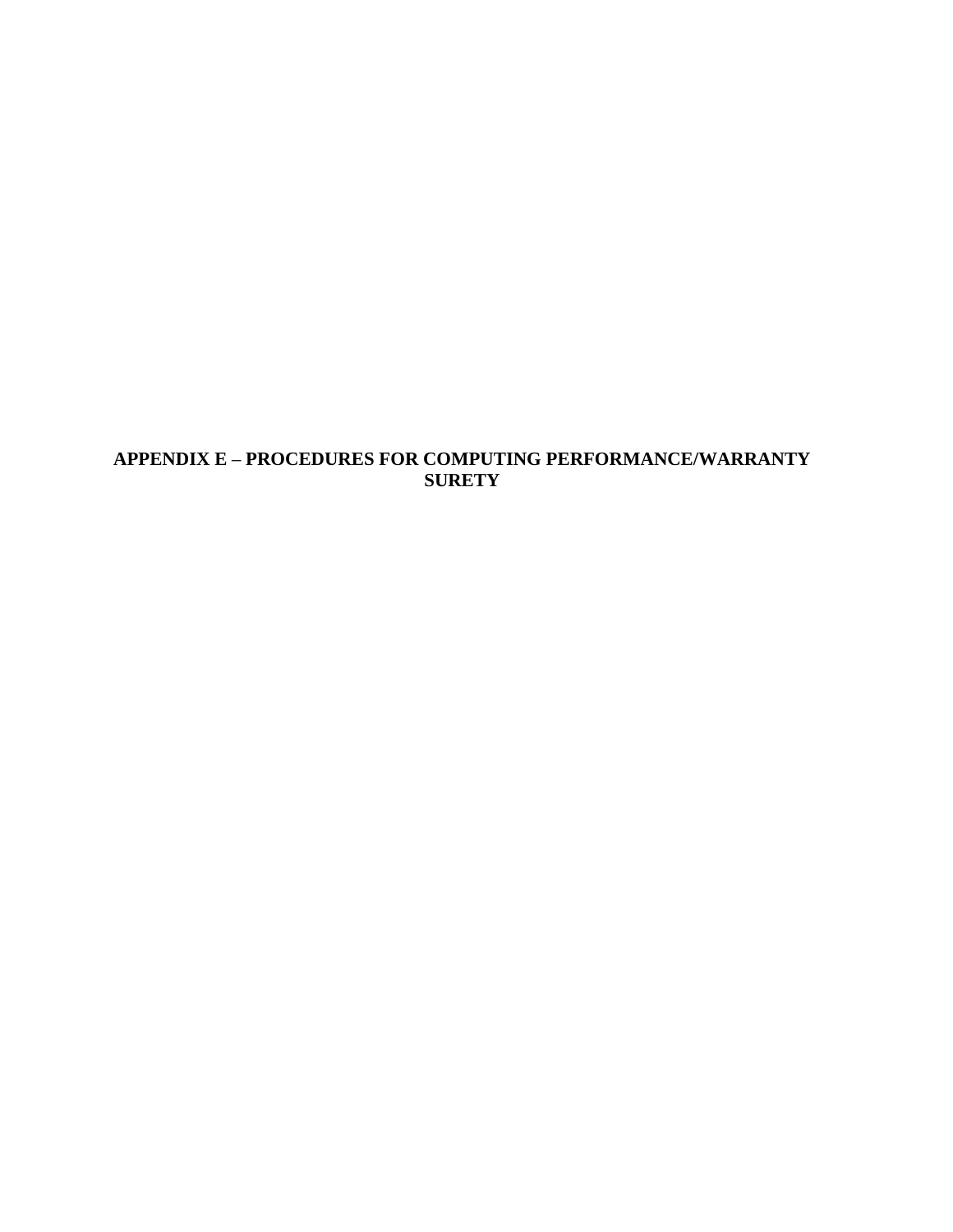# APPENDIX E – PROCEDURES FOR COMPUTING PERFORMANCE/WARRANTY SURETY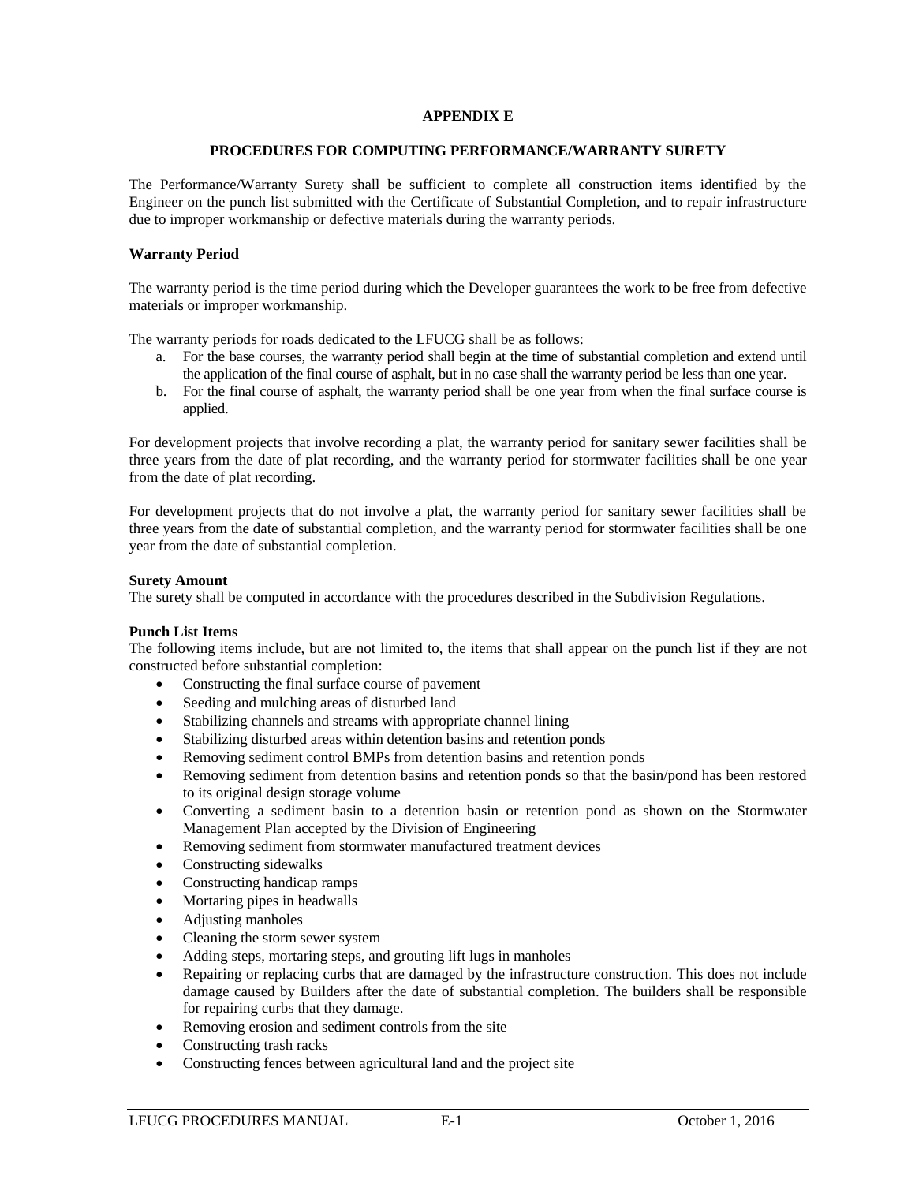# APPENDIX E

## PROCEDURES FOR COMPUTING PERFORMANCE/WARRANTY SURETY

The Performance/Warranty Surety shall be sufficient to complete all construction items identified by the Engineer on the punch list submitted with the Certificate of Substantial Completion, and to repair infrastructure due to improper workmanship or defective materials during the warranty periods.

### Warranty Period

The warranty period is the time period during which the Developer guarantees the work to be free from defective materials or improper workmanship.

The warranty periods for roads dedicated to the LFUCG shall be as follows:

a. For the base courses, the warranty period shall begin at the time of substantial completion and extend until the application of the final course of asphalt, but in no case shall the warranty period be less than one year.
b. For the final course of asphalt, the warranty period shall be one year from when the final surface course is applied.

For development projects that involve recording a plat, the warranty period for sanitary sewer facilities shall be three years from the date of plat recording, and the warranty period for stormwater facilities shall be one year from the date of plat recording.

For development projects that do not involve a plat, the warranty period for sanitary sewer facilities shall be three years from the date of substantial completion, and the warranty period for stormwater facilities shall be one year from the date of substantial completion.

### Surety Amount

The surety shall be computed in accordance with the procedures described in the Subdivision Regulations.

### Punch List Items

The following items include, but are not limited to, the items that shall appear on the punch list if they are not constructed before substantial completion:

- Constructing the final surface course of pavement
- Seeding and mulching areas of disturbed land
- Stabilizing channels and streams with appropriate channel lining
- Stabilizing disturbed areas within detention basins and retention ponds
- Removing sediment control BMPs from detention basins and retention ponds
- Removing sediment from detention basins and retention ponds so that the basin/pond has been restored to its original design storage volume
- Converting a sediment basin to a detention basin or retention pond as shown on the Stormwater Management Plan accepted by the Division of Engineering
- Removing sediment from stormwater manufactured treatment devices
- Constructing sidewalks
- Constructing handicap ramps
- Mortaring pipes in headwalls
- Adjusting manholes
- Cleaning the storm sewer system
- Adding steps, mortaring steps, and grouting lift lugs in manholes
- Repairing or replacing curbs that are damaged by the infrastructure construction. This does not include damage caused by Builders after the date of substantial completion. The builders shall be responsible for repairing curbs that they damage.
- Removing erosion and sediment controls from the site
- Constructing trash racks
- Constructing fences between agricultural land and the project site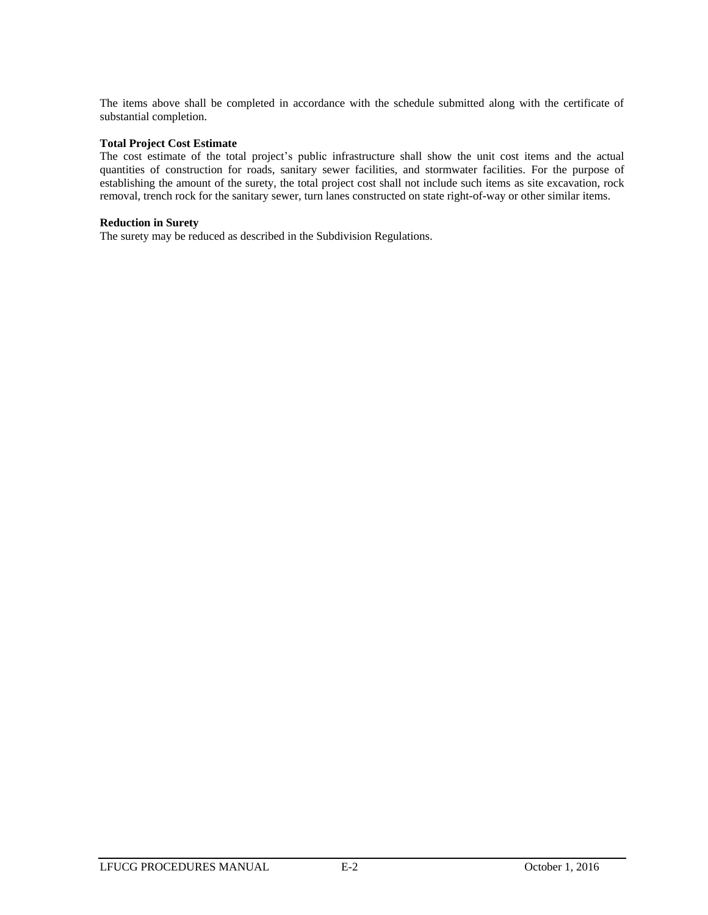The items above shall be completed in accordance with the schedule submitted along with the certificate of substantial completion.

**Total Project Cost Estimate**

The cost estimate of the total project's public infrastructure shall show the unit cost items and the actual quantities of construction for roads, sanitary sewer facilities, and stormwater facilities. For the purpose of establishing the amount of the surety, the total project cost shall not include such items as site excavation, rock removal, trench rock for the sanitary sewer, turn lanes constructed on state right-of-way or other similar items.

**Reduction in Surety**

The surety may be reduced as described in the Subdivision Regulations.